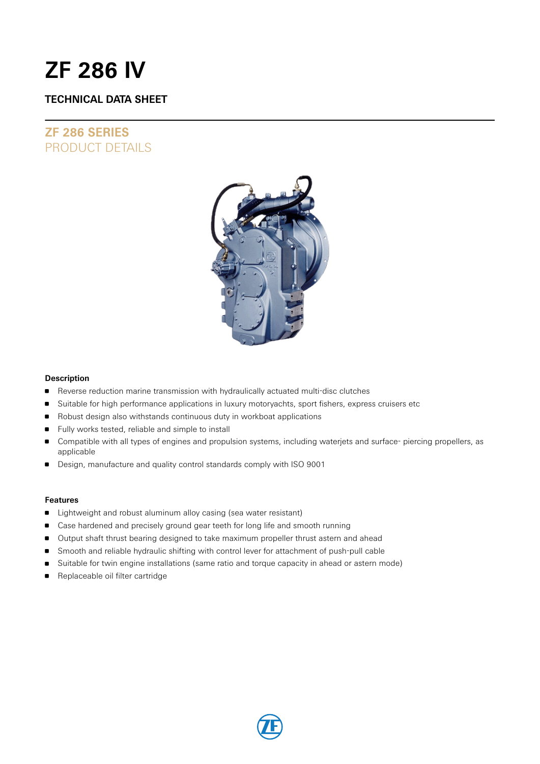# ZF 286 IV

## TECHNICAL DATA SHEET

## ZF 286 SERIES
PRODUCT DETAILS

### Description

- Reverse reduction marine transmission with hydraulically actuated multi-disc clutches
- Suitable for high performance applications in luxury motoryachts, sport fishers, express cruisers etc
- Robust design also withstands continuous duty in workboat applications
- Fully works tested, reliable and simple to install
- Compatible with all types of engines and propulsion systems, including waterjets and surface- piercing propellers, as applicable
- Design, manufacture and quality control standards comply with ISO 9001

### Features

- Lightweight and robust aluminum alloy casing (sea water resistant)
- Case hardened and precisely ground gear teeth for long life and smooth running
- Output shaft thrust bearing designed to take maximum propeller thrust astern and ahead
- Smooth and reliable hydraulic shifting with control lever for attachment of push-pull cable
- Suitable for twin engine installations (same ratio and torque capacity in ahead or astern mode)
- Replaceable oil filter cartridge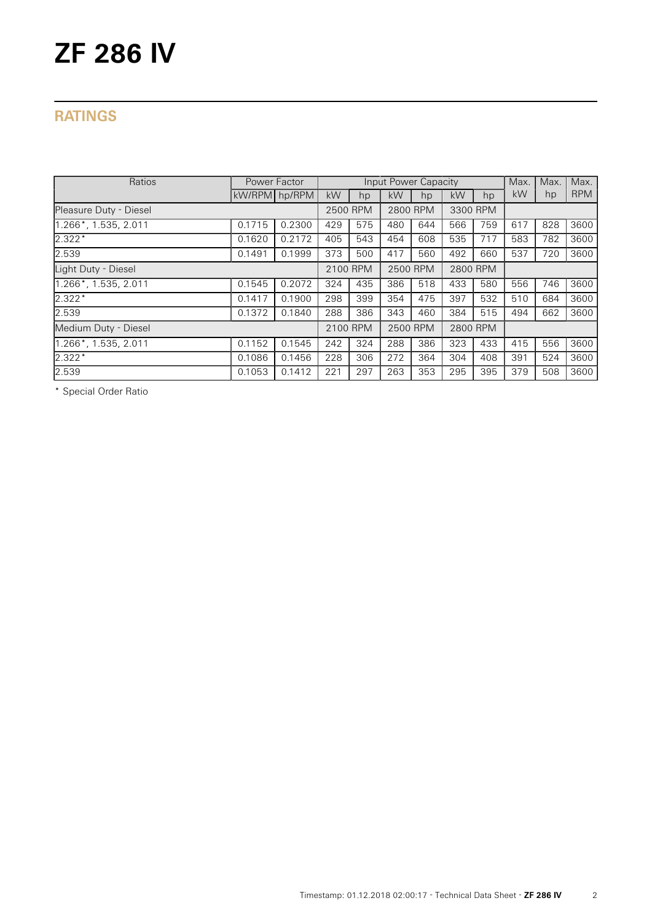# ZF 286 IV

## RATINGS

| Ratios | Power Factor | | Input Power Capacity | | | | | | Max. | Max. | Max. |
|---|---|---|---|---|---|---|---|---|---|---|---|
| | kW/RPM | hp/RPM | kW | hp | kW | hp | kW | hp | kW | hp | RPM |
| Pleasure Duty - Diesel | | | 2500 RPM | | 2800 RPM | | 3300 RPM | | | | |
| 1.266*, 1.535, 2.011 | 0.1715 | 0.2300 | 429 | 575 | 480 | 644 | 566 | 759 | 617 | 828 | 3600 |
| 2.322* | 0.1620 | 0.2172 | 405 | 543 | 454 | 608 | 535 | 717 | 583 | 782 | 3600 |
| 2.539 | 0.1491 | 0.1999 | 373 | 500 | 417 | 560 | 492 | 660 | 537 | 720 | 3600 |
| Light Duty - Diesel | | | 2100 RPM | | 2500 RPM | | 2800 RPM | | | | |
| 1.266*, 1.535, 2.011 | 0.1545 | 0.2072 | 324 | 435 | 386 | 518 | 433 | 580 | 556 | 746 | 3600 |
| 2.322* | 0.1417 | 0.1900 | 298 | 399 | 354 | 475 | 397 | 532 | 510 | 684 | 3600 |
| 2.539 | 0.1372 | 0.1840 | 288 | 386 | 343 | 460 | 384 | 515 | 494 | 662 | 3600 |
| Medium Duty - Diesel | | | 2100 RPM | | 2500 RPM | | 2800 RPM | | | | |
| 1.266*, 1.535, 2.011 | 0.1152 | 0.1545 | 242 | 324 | 288 | 386 | 323 | 433 | 415 | 556 | 3600 |
| 2.322* | 0.1086 | 0.1456 | 228 | 306 | 272 | 364 | 304 | 408 | 391 | 524 | 3600 |
| 2.539 | 0.1053 | 0.1412 | 221 | 297 | 263 | 353 | 295 | 395 | 379 | 508 | 3600 |

* Special Order Ratio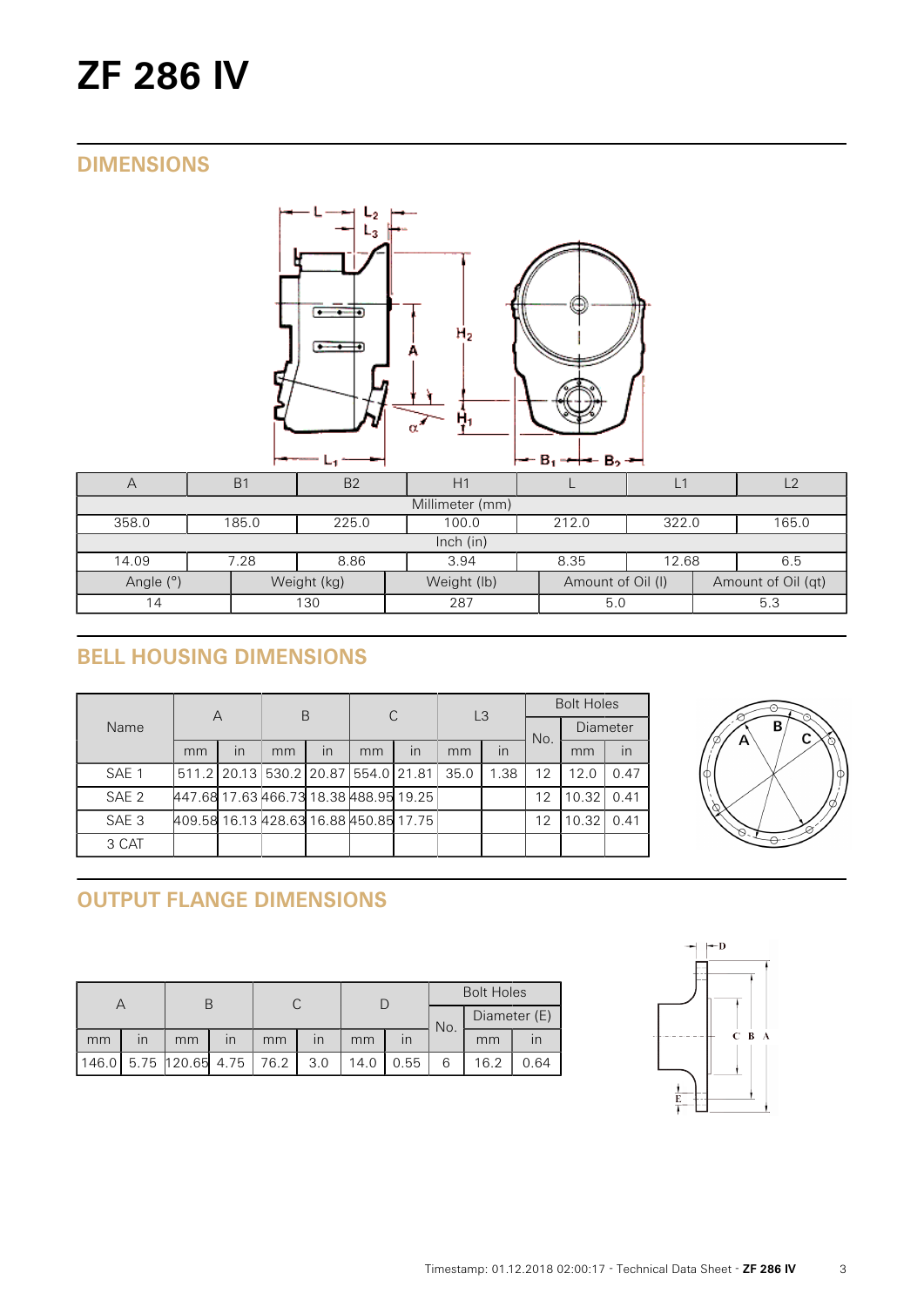# ZF 286 IV

## DIMENSIONS

| A | B1 | B2 | H1 | L | L1 | L2 |
|---|---|---|---|---|---|---|
| Millimeter (mm) | | | | | | |
| 358.0 | 185.0 | 225.0 | 100.0 | 212.0 | 322.0 | 165.0 |
| Inch (in) | | | | | | |
| 14.09 | 7.28 | 8.86 | 3.94 | 8.35 | 12.68 | 6.5 |

| Angle (°) | Weight (kg) | Weight (lb) | Amount of Oil (l) | Amount of Oil (qt) |
|---|---|---|---|---|
| 14 | 130 | 287 | 5.0 | 5.3 |

## BELL HOUSING DIMENSIONS

| Name | A | | B | | C | | L3 | | Bolt Holes | | |
|---|---|---|---|---|---|---|---|---|---|---|---|
| | | | | | | | | | No. | Diameter | |
| | mm | in | mm | in | mm | in | mm | in | | mm | in |
| SAE 1 | 511.2 | 20.13 | 530.2 | 20.87 | 554.0 | 21.81 | 35.0 | 1.38 | 12 | 12.0 | 0.47 |
| SAE 2 | 447.68 | 17.63 | 466.73 | 18.38 | 488.95 | 19.25 | | | 12 | 10.32 | 0.41 |
| SAE 3 | 409.58 | 16.13 | 428.63 | 16.88 | 450.85 | 17.75 | | | 12 | 10.32 | 0.41 |
| 3 CAT | | | | | | | | | | | |

## OUTPUT FLANGE DIMENSIONS

| A | | B | | C | | D | | Bolt Holes | | |
|---|---|---|---|---|---|---|---|---|---|---|
| | | | | | | | | No. | Diameter (E) | |
| mm | in | mm | in | mm | in | mm | in | | mm | in |
| 146.0 | 5.75 | 120.65 | 4.75 | 76.2 | 3.0 | 14.0 | 0.55 | 6 | 16.2 | 0.64 |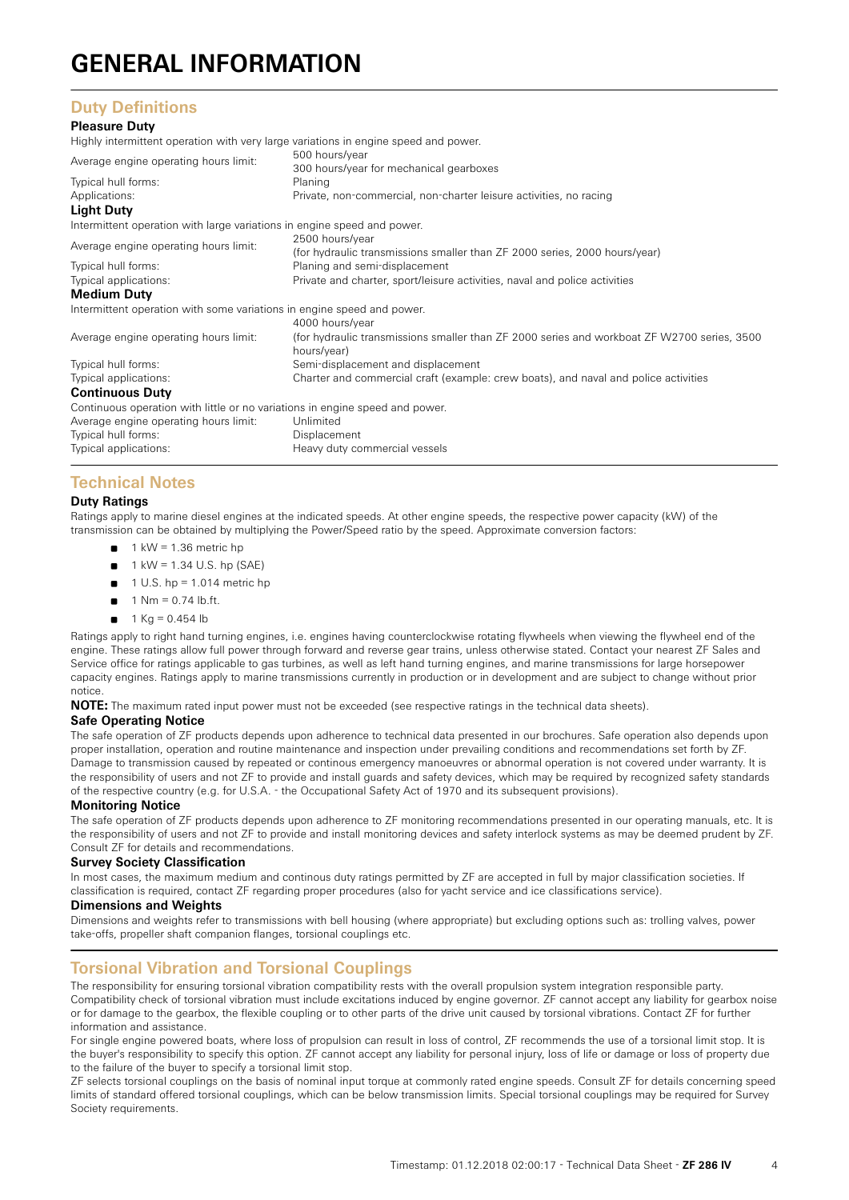# GENERAL INFORMATION

## Duty Definitions

### Pleasure Duty

Highly intermittent operation with very large variations in engine speed and power.

| | |
|---|---|
| Average engine operating hours limit: | 500 hours/year<br>300 hours/year for mechanical gearboxes |
| Typical hull forms: | Planing |
| Applications: | Private, non-commercial, non-charter leisure activities, no racing |

### Light Duty

Intermittent operation with large variations in engine speed and power.

| | |
|---|---|
| Average engine operating hours limit: | 2500 hours/year<br>(for hydraulic transmissions smaller than ZF 2000 series, 2000 hours/year) |
| Typical hull forms: | Planing and semi-displacement |
| Typical applications: | Private and charter, sport/leisure activities, naval and police activities |

### Medium Duty

Intermittent operation with some variations in engine speed and power.

| | |
|---|---|
| Average engine operating hours limit: | 4000 hours/year<br>(for hydraulic transmissions smaller than ZF 2000 series and workboat ZF W2700 series, 3500 hours/year) |
| Typical hull forms: | Semi-displacement and displacement |
| Typical applications: | Charter and commercial craft (example: crew boats), and naval and police activities |

### Continuous Duty

Continuous operation with little or no variations in engine speed and power.

| | |
|---|---|
| Average engine operating hours limit: | Unlimited |
| Typical hull forms: | Displacement |
| Typical applications: | Heavy duty commercial vessels |

## Technical Notes

### Duty Ratings

Ratings apply to marine diesel engines at the indicated speeds. At other engine speeds, the respective power capacity (kW) of the transmission can be obtained by multiplying the Power/Speed ratio by the speed. Approximate conversion factors:

- 1 kW = 1.36 metric hp
- 1 kW = 1.34 U.S. hp (SAE)
- 1 U.S. hp = 1.014 metric hp
- 1 Nm = 0.74 lb.ft.
- 1 Kg = 0.454 lb

Ratings apply to right hand turning engines, i.e. engines having counterclockwise rotating flywheels when viewing the flywheel end of the engine. These ratings allow full power through forward and reverse gear trains, unless otherwise stated. Contact your nearest ZF Sales and Service office for ratings applicable to gas turbines, as well as left hand turning engines, and marine transmissions for large horsepower capacity engines. Ratings apply to marine transmissions currently in production or in development and are subject to change without prior notice.

**NOTE:** The maximum rated input power must not be exceeded (see respective ratings in the technical data sheets).

### Safe Operating Notice

The safe operation of ZF products depends upon adherence to technical data presented in our brochures. Safe operation also depends upon proper installation, operation and routine maintenance and inspection under prevailing conditions and recommendations set forth by ZF. Damage to transmission caused by repeated or continous emergency manoeuvres or abnormal operation is not covered under warranty. It is the responsibility of users and not ZF to provide and install guards and safety devices, which may be required by recognized safety standards of the respective country (e.g. for U.S.A. - the Occupational Safety Act of 1970 and its subsequent provisions).

### Monitoring Notice

The safe operation of ZF products depends upon adherence to ZF monitoring recommendations presented in our operating manuals, etc. It is the responsibility of users and not ZF to provide and install monitoring devices and safety interlock systems as may be deemed prudent by ZF. Consult ZF for details and recommendations.

### Survey Society Classification

In most cases, the maximum medium and continous duty ratings permitted by ZF are accepted in full by major classification societies. If classification is required, contact ZF regarding proper procedures (also for yacht service and ice classifications service).

### Dimensions and Weights

Dimensions and weights refer to transmissions with bell housing (where appropriate) but excluding options such as: trolling valves, power take-offs, propeller shaft companion flanges, torsional couplings etc.

## Torsional Vibration and Torsional Couplings

The responsibility for ensuring torsional vibration compatibility rests with the overall propulsion system integration responsible party. Compatibility check of torsional vibration must include excitations induced by engine governor. ZF cannot accept any liability for gearbox noise or for damage to the gearbox, the flexible coupling or to other parts of the drive unit caused by torsional vibrations. Contact ZF for further information and assistance.

For single engine powered boats, where loss of propulsion can result in loss of control, ZF recommends the use of a torsional limit stop. It is the buyer's responsibility to specify this option. ZF cannot accept any liability for personal injury, loss of life or damage or loss of property due to the failure of the buyer to specify a torsional limit stop.

ZF selects torsional couplings on the basis of nominal input torque at commonly rated engine speeds. Consult ZF for details concerning speed limits of standard offered torsional couplings, which can be below transmission limits. Special torsional couplings may be required for Survey Society requirements.